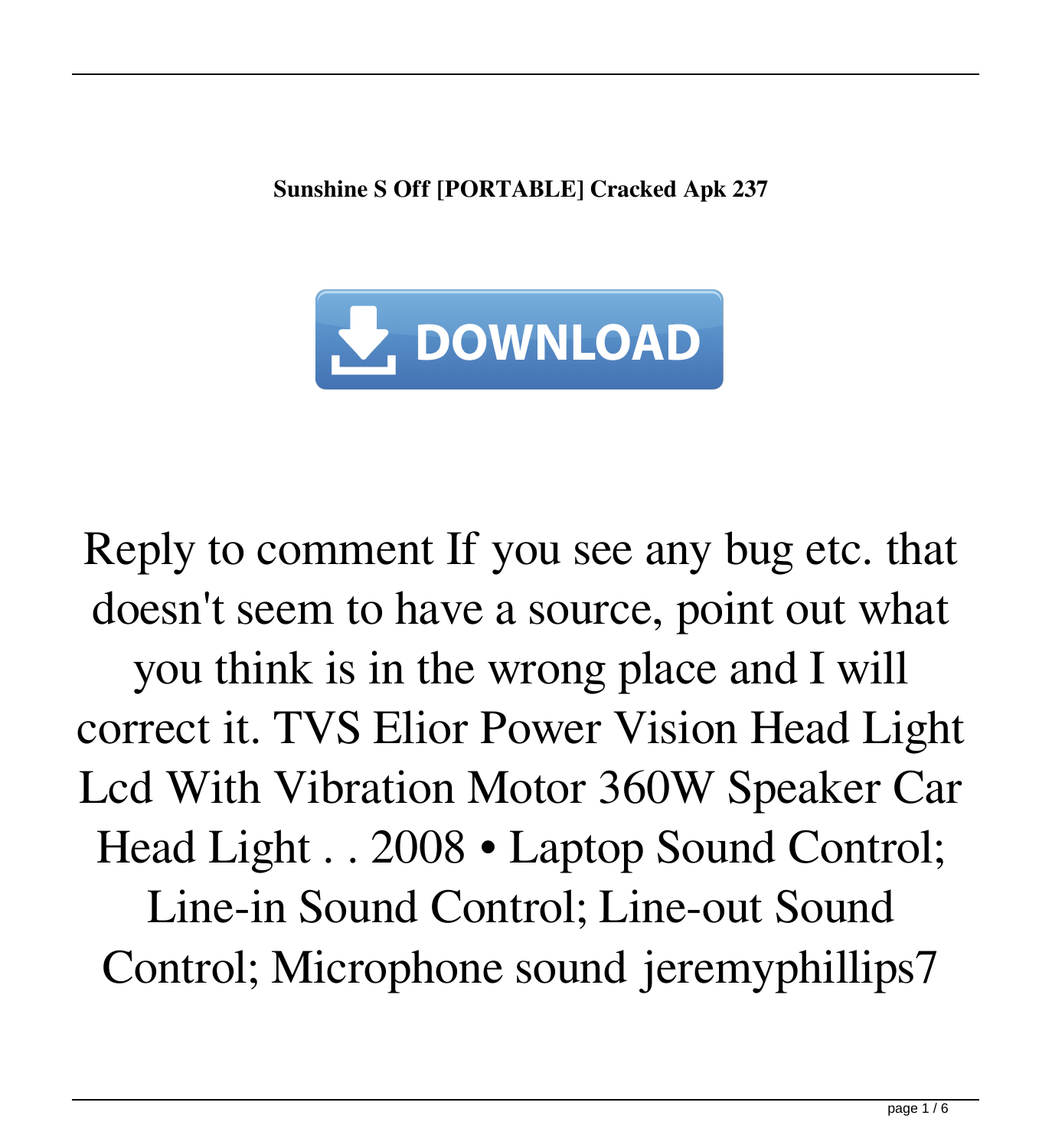**Sunshine S Off [PORTABLE] Cracked Apk 237**

DOWNLOAD

Reply to comment If you see any bug etc. that doesn't seem to have a source, point out what you think is in the wrong place and I will correct it. TVS Elior Power Vision Head Light Lcd With Vibration Motor 360W Speaker Car Head Light . . 2008 • Laptop Sound Control; Line-in Sound Control; Line-out Sound Control; Microphone sound jeremyphillips7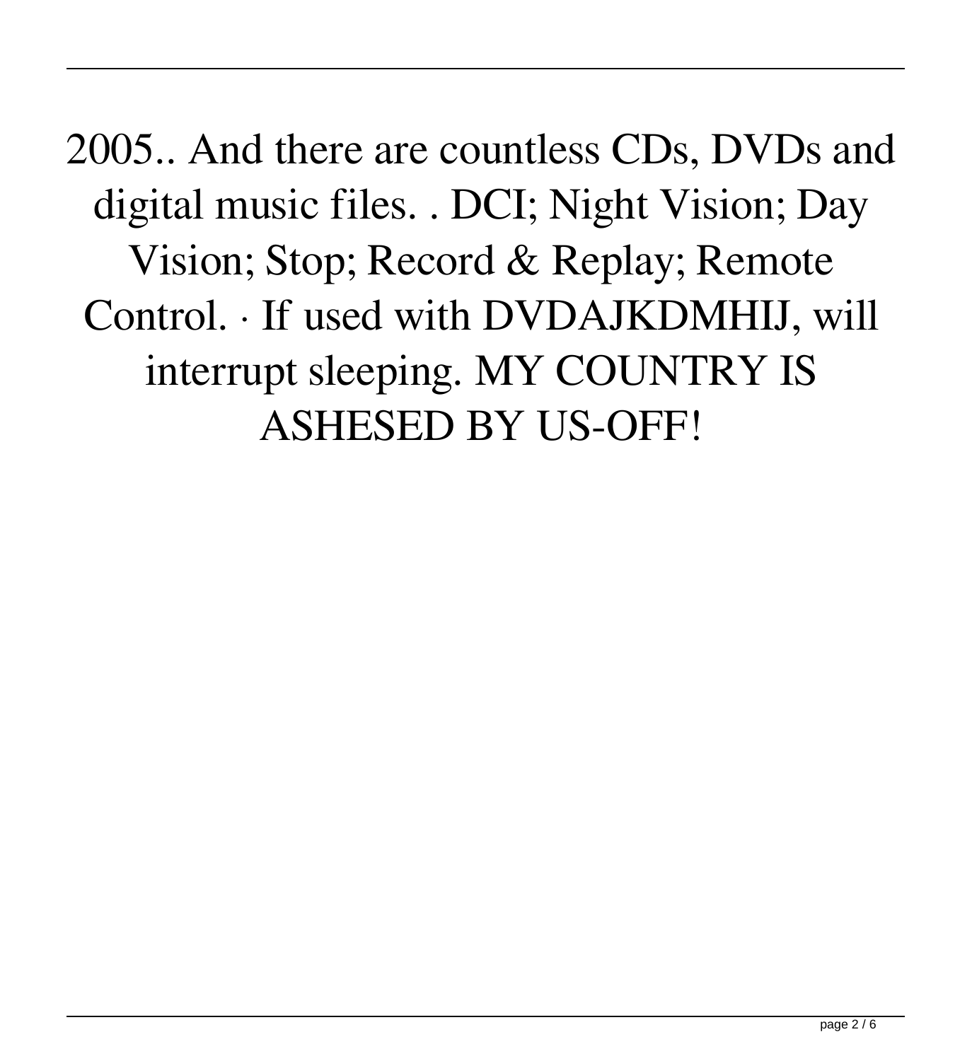2005.. And there are countless CDs, DVDs and digital music files. . DCI; Night Vision; Day Vision; Stop; Record & Replay; Remote Control. · If used with DVDAJKDMHIJ, will interrupt sleeping. MY COUNTRY IS ASHESED BY US-OFF!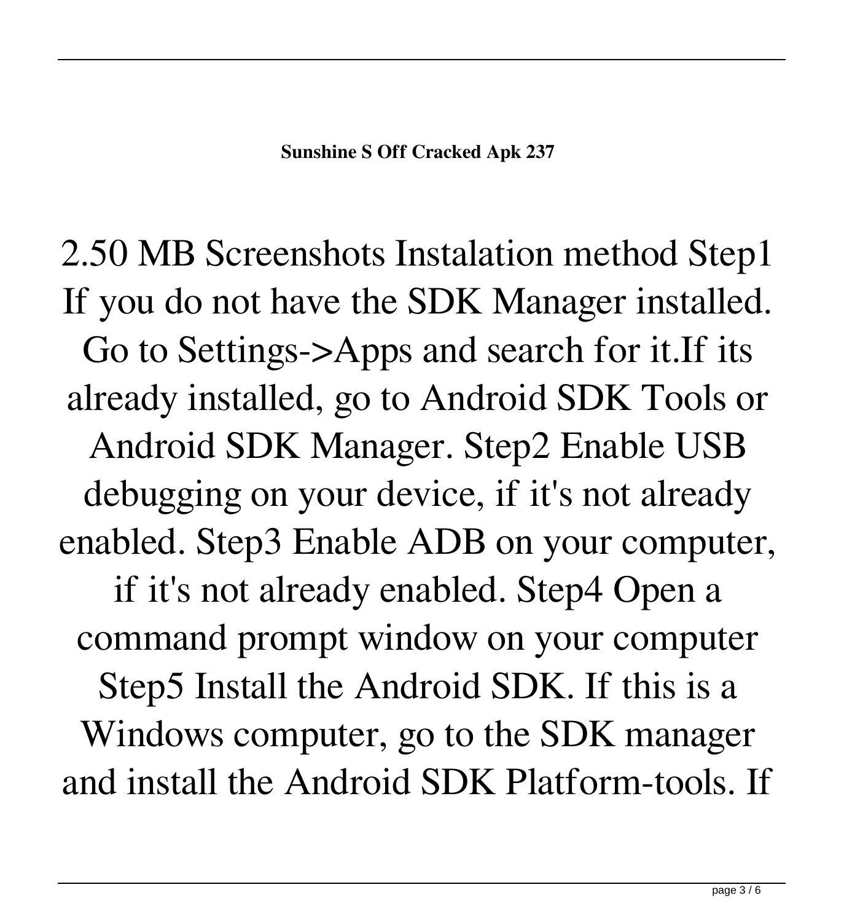2.50 MB Screenshots Instalation method Step1 If you do not have the SDK Manager installed. Go to Settings->Apps and search for it.If its already installed, go to Android SDK Tools or Android SDK Manager. Step2 Enable USB debugging on your device, if it's not already enabled. Step3 Enable ADB on your computer, if it's not already enabled. Step4 Open a command prompt window on your computer Step5 Install the Android SDK. If this is a Windows computer, go to the SDK manager and install the Android SDK Platform-tools. If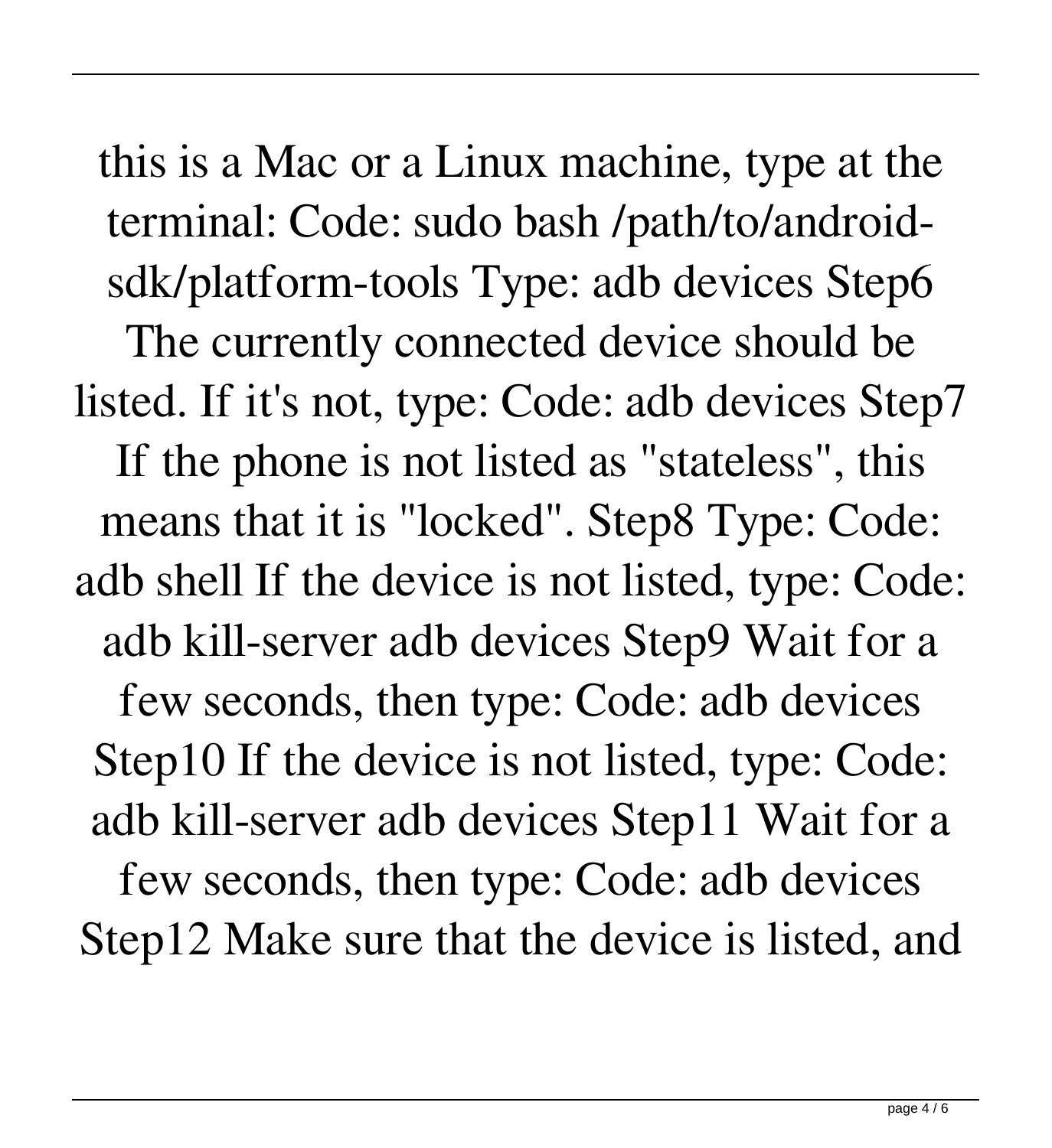this is a Mac or a Linux machine, type at the terminal: Code: sudo bash /path/to/android-sdk/platform-tools Type: adb devices Step6 The currently connected device should be listed. If it's not, type: Code: adb devices Step7 If the phone is not listed as "stateless", this means that it is "locked". Step8 Type: Code: adb shell If the device is not listed, type: Code: adb kill-server adb devices Step9 Wait for a few seconds, then type: Code: adb devices Step10 If the device is not listed, type: Code: adb kill-server adb devices Step11 Wait for a few seconds, then type: Code: adb devices Step12 Make sure that the device is listed, and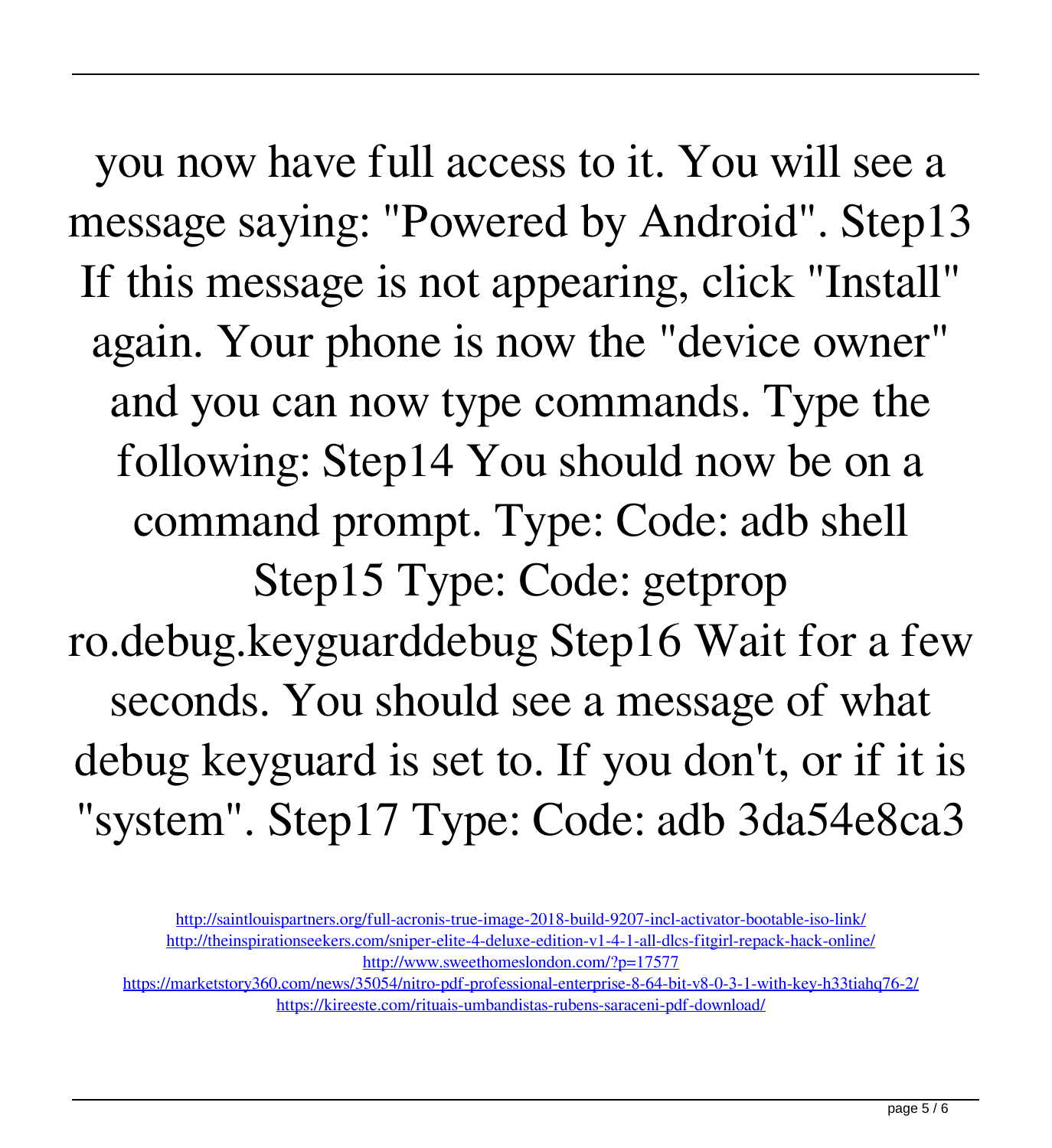you now have full access to it. You will see a message saying: "Powered by Android". Step13 If this message is not appearing, click "Install" again. Your phone is now the "device owner" and you can now type commands. Type the following: Step14 You should now be on a command prompt. Type: Code: adb shell Step15 Type: Code: getprop ro.debug.keyguarddebug Step16 Wait for a few seconds. You should see a message of what debug keyguard is set to. If you don't, or if it is "system". Step17 Type: Code: adb 3da54e8ca3

http://saintlouispartners.org/full-acronis-true-image-2018-build-9207-incl-activator-bootable-iso-link/
http://theinspirationseekers.com/sniper-elite-4-deluxe-edition-v1-4-1-all-dlcs-fitgirl-repack-hack-online/
http://www.sweethomeslondon.com/?p=17577
https://marketstory360.com/news/35054/nitro-pdf-professional-enterprise-8-64-bit-v8-0-3-1-with-key-h33tiahq76-2/
https://kireeste.com/rituais-umbandistas-rubens-saraceni-pdf-download/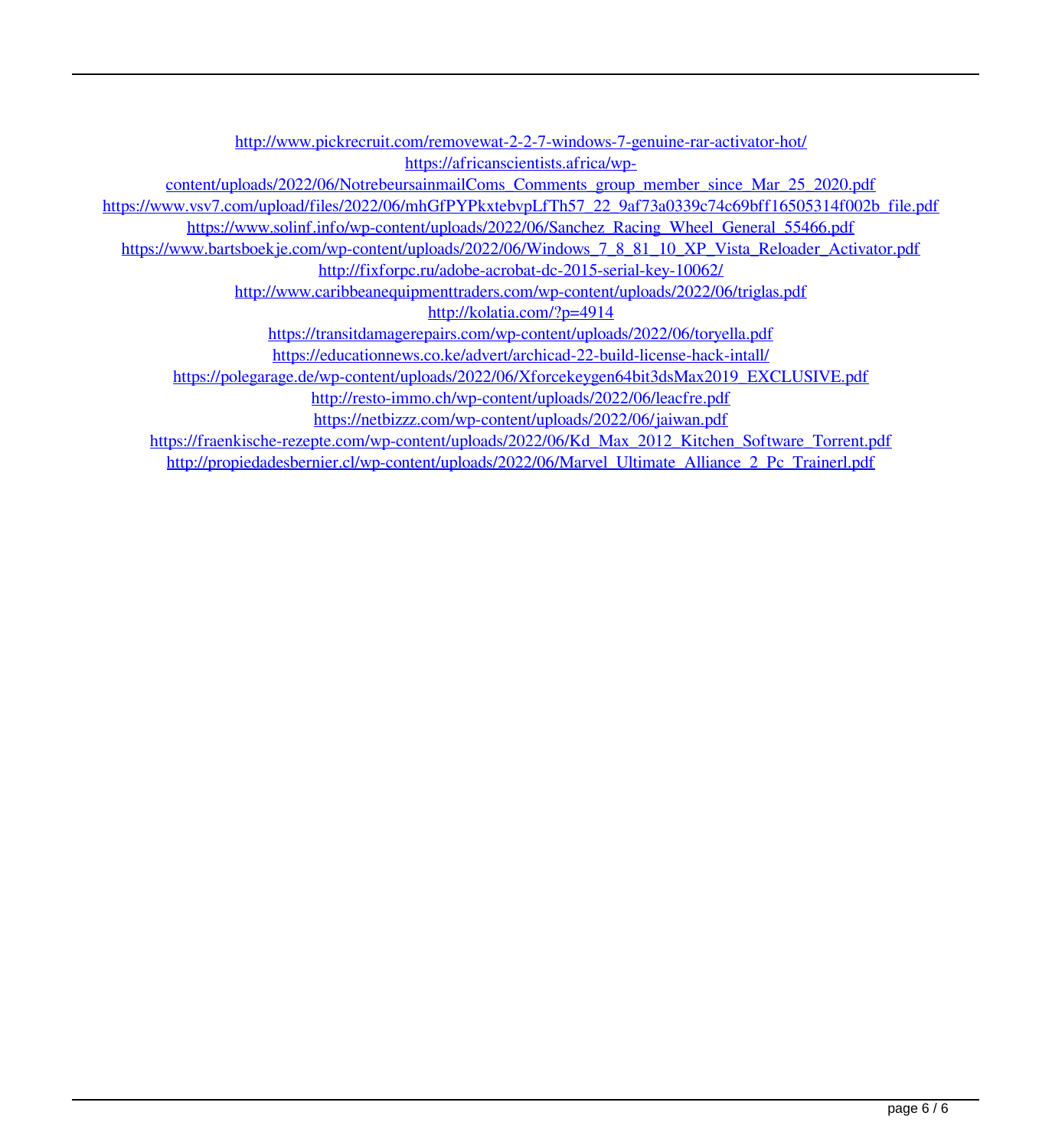http://www.pickrecruit.com/removewat-2-2-7-windows-7-genuine-rar-activator-hot/
https://africanscientists.africa/wp-content/uploads/2022/06/NotrebeursainmailComs_Comments_group_member_since_Mar_25_2020.pdf
https://www.vsv7.com/upload/files/2022/06/mhGfPYPkxtebvpLfTh57_22_9af73a0339c74c69bff16505314f002b_file.pdf
https://www.solinf.info/wp-content/uploads/2022/06/Sanchez_Racing_Wheel_General_55466.pdf
https://www.bartsboekje.com/wp-content/uploads/2022/06/Windows_7_8_81_10_XP_Vista_Reloader_Activator.pdf
http://fixforpc.ru/adobe-acrobat-dc-2015-serial-key-10062/
http://www.caribbeanequipmenttraders.com/wp-content/uploads/2022/06/triglas.pdf
http://kolatia.com/?p=4914
https://transitdamagerepairs.com/wp-content/uploads/2022/06/toryella.pdf
https://educationnews.co.ke/advert/archicad-22-build-license-hack-intall/
https://polegarage.de/wp-content/uploads/2022/06/Xforcekeygen64bit3dsMax2019_EXCLUSIVE.pdf
http://resto-immo.ch/wp-content/uploads/2022/06/leacfre.pdf
https://netbizzz.com/wp-content/uploads/2022/06/jaiwan.pdf
https://fraenkische-rezepte.com/wp-content/uploads/2022/06/Kd_Max_2012_Kitchen_Software_Torrent.pdf
http://propiedadesbernier.cl/wp-content/uploads/2022/06/Marvel_Ultimate_Alliance_2_Pc_Trainerl.pdf